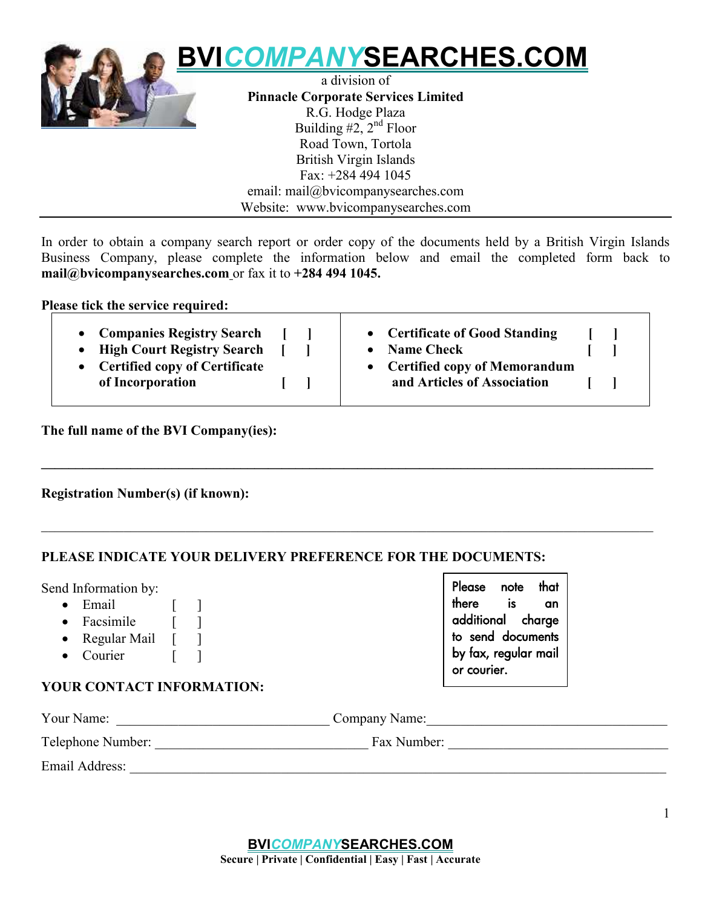# BVICOMPANYSEARCHES.COM

a division of
**Pinnacle Corporate Services Limited**
R.G. Hodge Plaza
Building #2, 2nd Floor
Road Town, Tortola
British Virgin Islands
Fax: +284 494 1045
email: mail@bvicompanysearches.com
Website: www.bvicompanysearches.com

---

In order to obtain a company search report or order copy of the documents held by a British Virgin Islands Business Company, please complete the information below and email the completed form back to **mail@bvicompanysearches.com** or fax it to **+284 494 1045.**

**Please tick the service required:**

- **Companies Registry Search** [ ]
- **High Court Registry Search** [ ]
- **Certified copy of Certificate of Incorporation** [ ]
- **Certificate of Good Standing** [ ]
- **Name Check** [ ]
- **Certified copy of Memorandum and Articles of Association** [ ]

**The full name of the BVI Company(ies):**

______________________________________________________________________

**Registration Number(s) (if known):**

______________________________________________________________________

**PLEASE INDICATE YOUR DELIVERY PREFERENCE FOR THE DOCUMENTS:**

Send Information by:

- Email [ ]
- Facsimile [ ]
- Regular Mail [ ]
- Courier [ ]

Please note that there is an additional charge to send documents by fax, regular mail or courier.

**YOUR CONTACT INFORMATION:**

Your Name: ______________________________ Company Name: ______________________________

Telephone Number: ______________________________ Fax Number: ______________________________

Email Address: ______________________________________________________________________

**BVICOMPANYSEARCHES.COM**
**Secure | Private | Confidential | Easy | Fast | Accurate**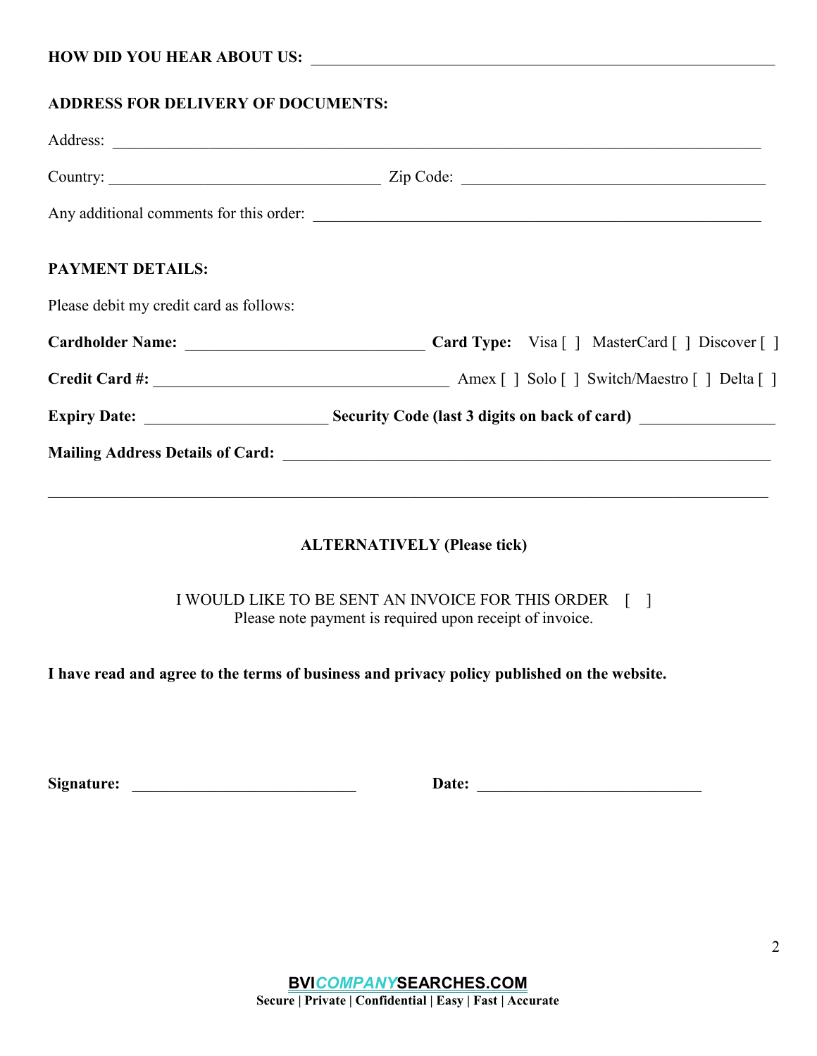**HOW DID YOU HEAR ABOUT US:** ____________________________________________________________

**ADDRESS FOR DELIVERY OF DOCUMENTS:**

Address: ____________________________________________________________________________________

Country: ___________________________________ Zip Code: ________________________________________

Any additional comments for this order: ____________________________________________________________

**PAYMENT DETAILS:**

Please debit my credit card as follows:

**Cardholder Name:** _______________________________ **Card Type:** Visa [ ] MasterCard [ ] Discover [ ]

**Credit Card #:** _______________________________________ Amex [ ] Solo [ ] Switch/Maestro [ ] Delta [ ]

**Expiry Date:** _______________________ **Security Code (last 3 digits on back of card)** _________________

**Mailing Address Details of Card:** _______________________________________________________________

_____________________________________________________________________________________________

**ALTERNATIVELY (Please tick)**

I WOULD LIKE TO BE SENT AN INVOICE FOR THIS ORDER [ ]
Please note payment is required upon receipt of invoice.

**I have read and agree to the terms of business and privacy policy published on the website.**

**Signature:** _____________________________ **Date:** _____________________________

**BVICOMPANYSEARCHES.COM**
**Secure | Private | Confidential | Easy | Fast | Accurate**